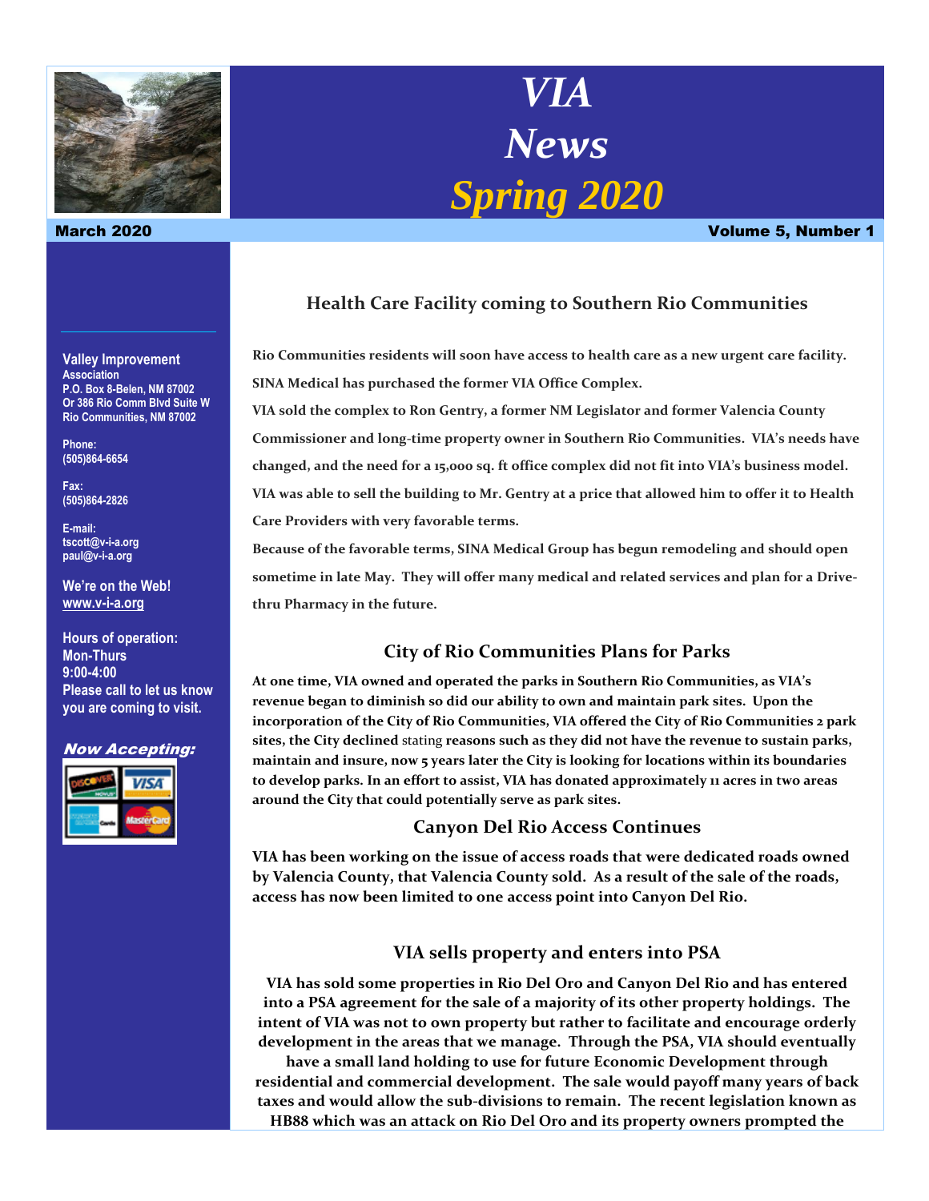# VIA News Spring 2020

**March 2020** — **Volume 5, Number 1**

**Valley Improvement Association**
P.O. Box 8-Belen, NM 87002
Or 386 Rio Comm Blvd Suite W
Rio Communities, NM 87002

Phone:
(505)864-6654

Fax:
(505)864-2826

E-mail:
tscott@v-i-a.org
paul@v-i-a.org

We're on the Web!
www.v-i-a.org

Hours of operation:
Mon-Thurs
9:00-4:00
Please call to let us know you are coming to visit.

***Now Accepting:***

## Health Care Facility coming to Southern Rio Communities

**Rio Communities residents will soon have access to health care as a new urgent care facility. SINA Medical has purchased the former VIA Office Complex.**

**VIA sold the complex to Ron Gentry, a former NM Legislator and former Valencia County Commissioner and long-time property owner in Southern Rio Communities. VIA's needs have changed, and the need for a 15,000 sq. ft office complex did not fit into VIA's business model. VIA was able to sell the building to Mr. Gentry at a price that allowed him to offer it to Health Care Providers with very favorable terms.**

**Because of the favorable terms, SINA Medical Group has begun remodeling and should open sometime in late May. They will offer many medical and related services and plan for a Drive-thru Pharmacy in the future.**

## City of Rio Communities Plans for Parks

**At one time, VIA owned and operated the parks in Southern Rio Communities, as VIA's revenue began to diminish so did our ability to own and maintain park sites. Upon the incorporation of the City of Rio Communities, VIA offered the City of Rio Communities 2 park sites, the City declined** stating **reasons such as they did not have the revenue to sustain parks, maintain and insure, now 5 years later the City is looking for locations within its boundaries to develop parks. In an effort to assist, VIA has donated approximately 11 acres in two areas around the City that could potentially serve as park sites.**

## Canyon Del Rio Access Continues

**VIA has been working on the issue of access roads that were dedicated roads owned by Valencia County, that Valencia County sold. As a result of the sale of the roads, access has now been limited to one access point into Canyon Del Rio.**

## VIA sells property and enters into PSA

**VIA has sold some properties in Rio Del Oro and Canyon Del Rio and has entered into a PSA agreement for the sale of a majority of its other property holdings. The intent of VIA was not to own property but rather to facilitate and encourage orderly development in the areas that we manage. Through the PSA, VIA should eventually have a small land holding to use for future Economic Development through residential and commercial development. The sale would payoff many years of back taxes and would allow the sub-divisions to remain. The recent legislation known as HB88 which was an attack on Rio Del Oro and its property owners prompted the**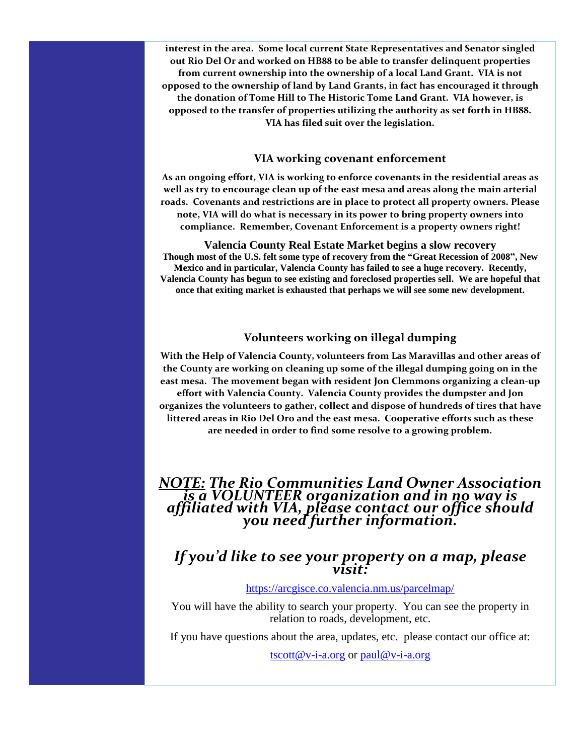**interest in the area. Some local current State Representatives and Senator singled out Rio Del Or and worked on HB88 to be able to transfer delinquent properties from current ownership into the ownership of a local Land Grant. VIA is not opposed to the ownership of land by Land Grants, in fact has encouraged it through the donation of Tome Hill to The Historic Tome Land Grant. VIA however, is opposed to the transfer of properties utilizing the authority as set forth in HB88. VIA has filed suit over the legislation.**

### VIA working covenant enforcement

**As an ongoing effort, VIA is working to enforce covenants in the residential areas as well as try to encourage clean up of the east mesa and areas along the main arterial roads. Covenants and restrictions are in place to protect all property owners. Please note, VIA will do what is necessary in its power to bring property owners into compliance. Remember, Covenant Enforcement is a property owners right!**

### Valencia County Real Estate Market begins a slow recovery

**Though most of the U.S. felt some type of recovery from the "Great Recession of 2008", New Mexico and in particular, Valencia County has failed to see a huge recovery. Recently, Valencia County has begun to see existing and foreclosed properties sell. We are hopeful that once that exiting market is exhausted that perhaps we will see some new development.**

### Volunteers working on illegal dumping

**With the Help of Valencia County, volunteers from Las Maravillas and other areas of the County are working on cleaning up some of the illegal dumping going on in the east mesa. The movement began with resident Jon Clemmons organizing a clean-up effort with Valencia County. Valencia County provides the dumpster and Jon organizes the volunteers to gather, collect and dispose of hundreds of tires that have littered areas in Rio Del Oro and the east mesa. Cooperative efforts such as these are needed in order to find some resolve to a growing problem.**

## *NOTE: The Rio Communities Land Owner Association is a VOLUNTEER organization and in no way is affiliated with VIA, please contact our office should you need further information.*

## *If you'd like to see your property on a map, please visit:*

https://arcgisce.co.valencia.nm.us/parcelmap/

You will have the ability to search your property. You can see the property in relation to roads, development, etc.

If you have questions about the area, updates, etc. please contact our office at:

tscott@v-i-a.org or paul@v-i-a.org